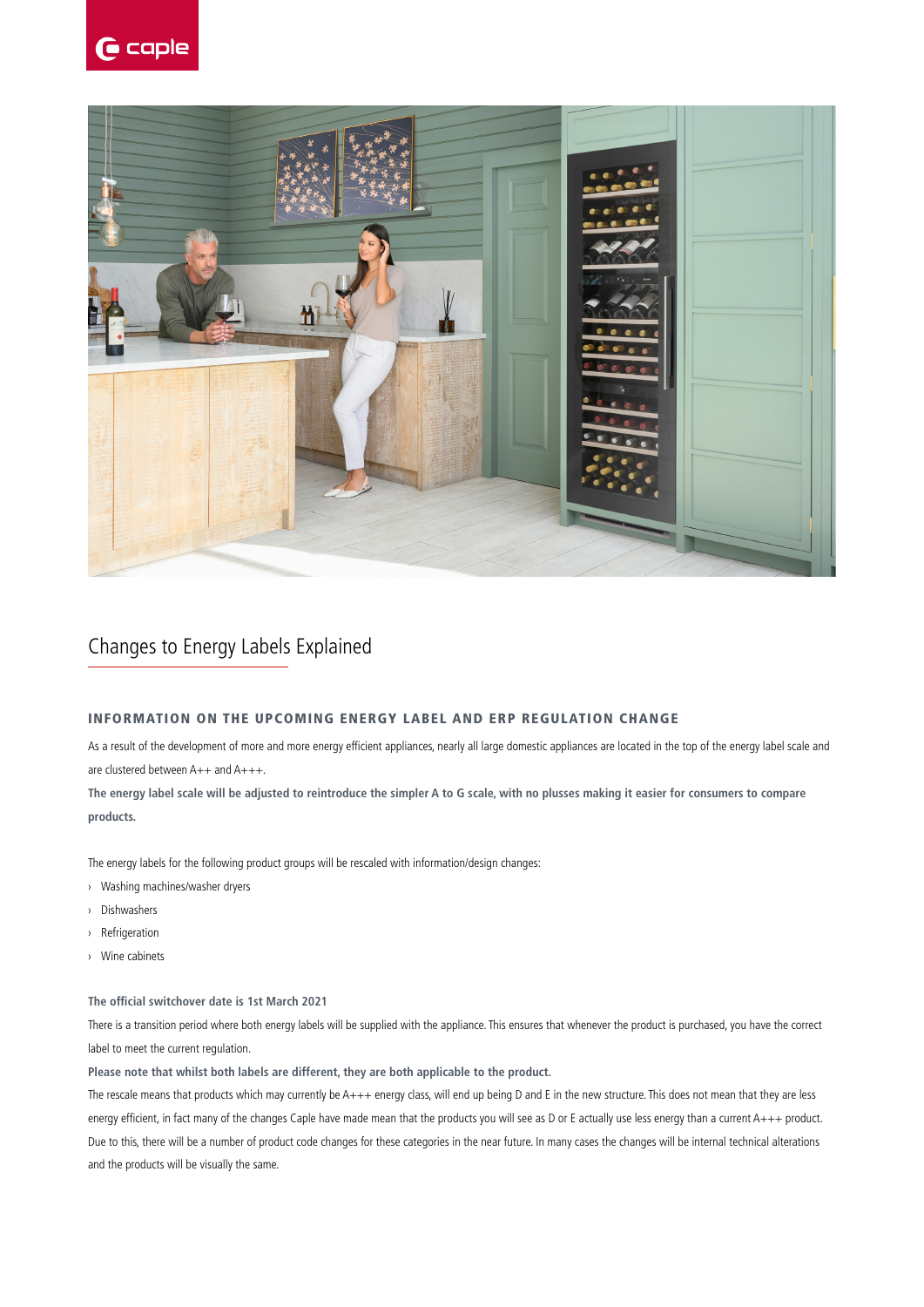# Changes to Energy Labels Explained

## INFORMATION ON THE UPCOMING ENERGY LABEL AND ERP REGULATION CHANGE

As a result of the development of more and more energy efficient appliances, nearly all large domestic appliances are located in the top of the energy label scale and are clustered between A++ and A+++.

**The energy label scale will be adjusted to reintroduce the simpler A to G scale, with no plusses making it easier for consumers to compare products.**

The energy labels for the following product groups will be rescaled with information/design changes:

- Washing machines/washer dryers
- Dishwashers
- Refrigeration
- Wine cabinets

**The official switchover date is 1st March 2021**

There is a transition period where both energy labels will be supplied with the appliance. This ensures that whenever the product is purchased, you have the correct label to meet the current regulation.

**Please note that whilst both labels are different, they are both applicable to the product.**

The rescale means that products which may currently be A+++ energy class, will end up being D and E in the new structure. This does not mean that they are less energy efficient, in fact many of the changes Caple have made mean that the products you will see as D or E actually use less energy than a current A+++ product. Due to this, there will be a number of product code changes for these categories in the near future. In many cases the changes will be internal technical alterations and the products will be visually the same.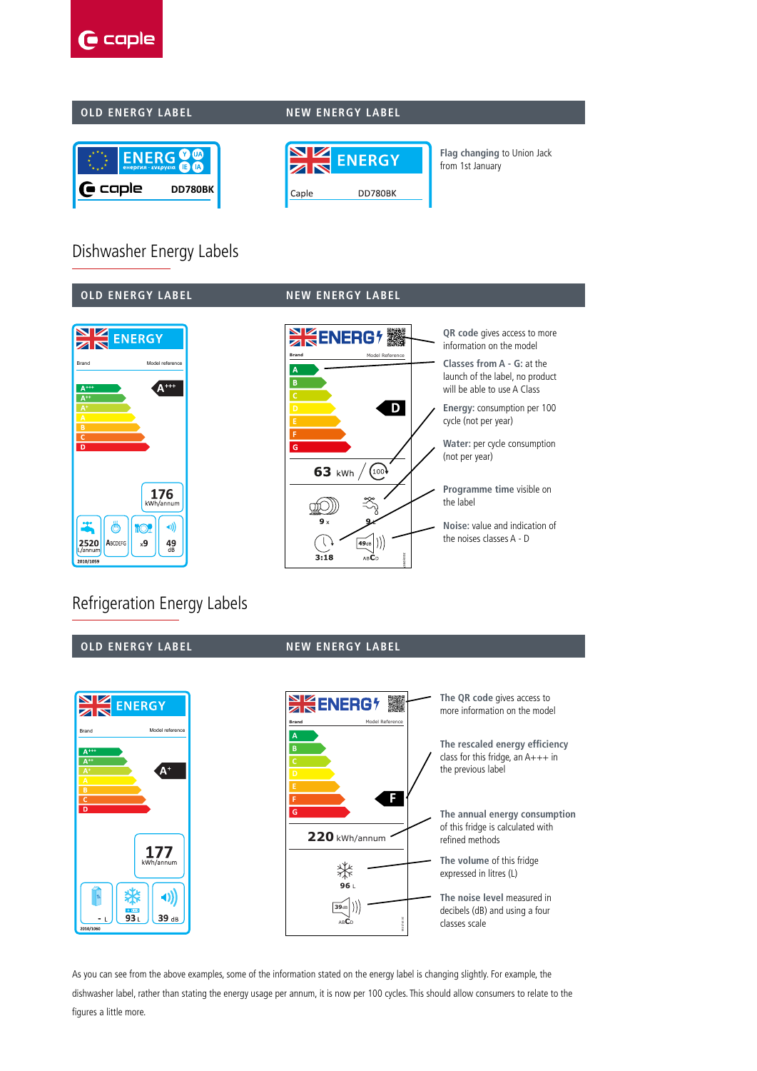caple

| OLD ENERGY LABEL | NEW ENERGY LABEL |
| --- | --- |

ENERG Y UA енергия · ενεργεια IE IA

caple DD780BK

ENERGY

Caple DD780BK

**Flag changing** to Union Jack from 1st January

## Dishwasher Energy Labels

| OLD ENERGY LABEL | NEW ENERGY LABEL |
| --- | --- |

ENERGY

Brand Model reference

A+++ A++ A+ A B C D

A+++

176 kWh/annum

2520 L/annum ABCDEFG x9 49 dB

2010/1059

ENERGY

Brand Model Reference

A B C D E F G

D

63 kWh / 100

9 x 9 L

3:18 49dB ABCD

**QR code** gives access to more information on the model

**Classes from A - G:** at the launch of the label, no product will be able to use A Class

**Energy:** consumption per 100 cycle (not per year)

**Water:** per cycle consumption (not per year)

**Programme time** visible on the label

**Noise:** value and indication of the noises classes A - D

## Refrigeration Energy Labels

| OLD ENERGY LABEL | NEW ENERGY LABEL |
| --- | --- |

ENERGY

Brand Model reference

A+++ A++ A+ A B C D

A+

177 kWh/annum

- L 93 L 39 dB

2010/1060

ENERGY

Brand Model Reference

A B C D E F G

F

220 kWh/annum

96 L

39dB ABCD

**The QR code** gives access to more information on the model

**The rescaled energy efficiency** class for this fridge, an A+++ in the previous label

**The annual energy consumption** of this fridge is calculated with refined methods

**The volume** of this fridge expressed in litres (L)

**The noise level** measured in decibels (dB) and using a four classes scale

As you can see from the above examples, some of the information stated on the energy label is changing slightly. For example, the dishwasher label, rather than stating the energy usage per annum, it is now per 100 cycles. This should allow consumers to relate to the figures a little more.